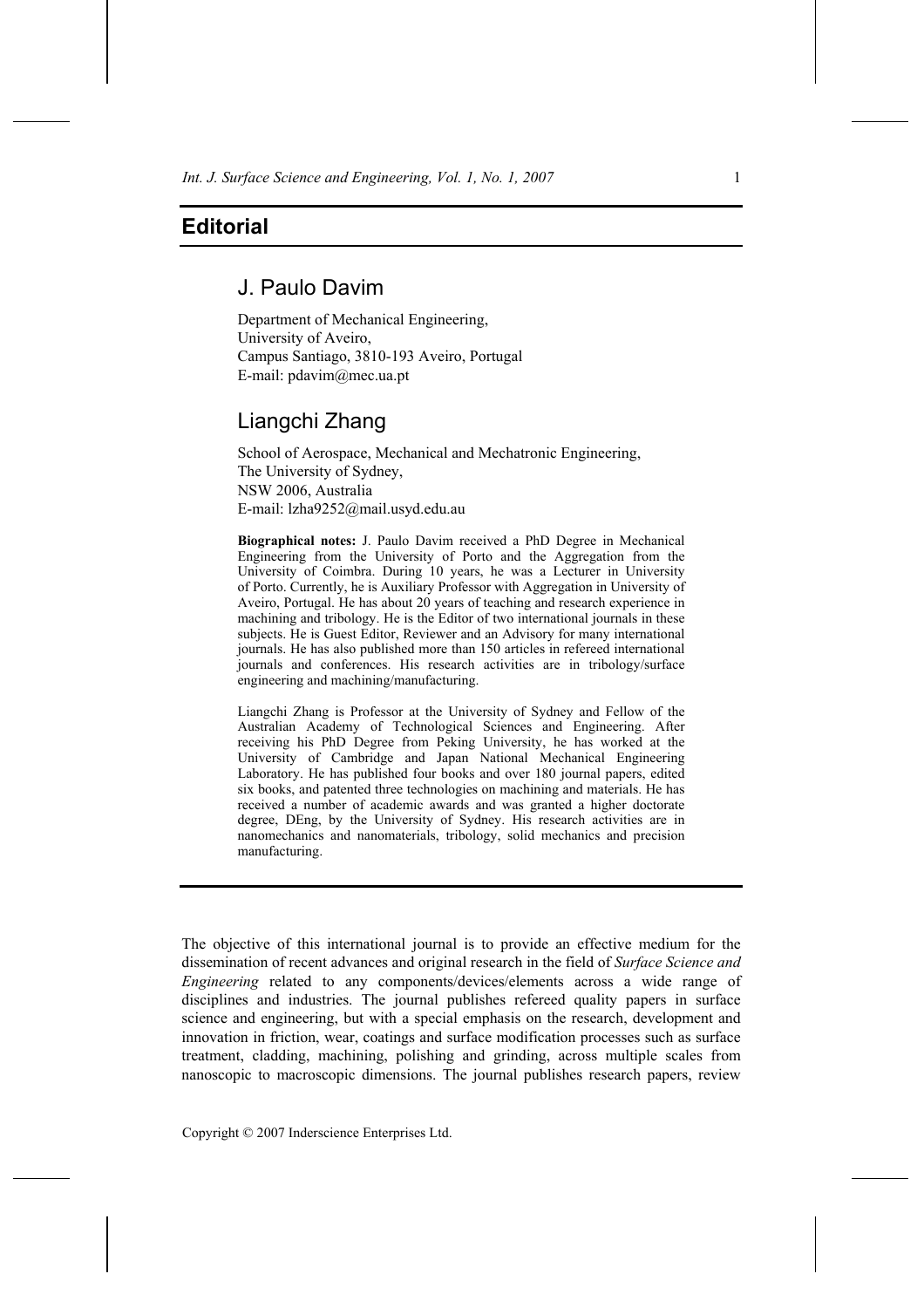# Editorial

## J. Paulo Davim

Department of Mechanical Engineering,
University of Aveiro,
Campus Santiago, 3810-193 Aveiro, Portugal
E-mail: pdavim@mec.ua.pt

## Liangchi Zhang

School of Aerospace, Mechanical and Mechatronic Engineering,
The University of Sydney,
NSW 2006, Australia
E-mail: lzha9252@mail.usyd.edu.au

**Biographical notes:** J. Paulo Davim received a PhD Degree in Mechanical Engineering from the University of Porto and the Aggregation from the University of Coimbra. During 10 years, he was a Lecturer in University of Porto. Currently, he is Auxiliary Professor with Aggregation in University of Aveiro, Portugal. He has about 20 years of teaching and research experience in machining and tribology. He is the Editor of two international journals in these subjects. He is Guest Editor, Reviewer and an Advisory for many international journals. He has also published more than 150 articles in refereed international journals and conferences. His research activities are in tribology/surface engineering and machining/manufacturing.

Liangchi Zhang is Professor at the University of Sydney and Fellow of the Australian Academy of Technological Sciences and Engineering. After receiving his PhD Degree from Peking University, he has worked at the University of Cambridge and Japan National Mechanical Engineering Laboratory. He has published four books and over 180 journal papers, edited six books, and patented three technologies on machining and materials. He has received a number of academic awards and was granted a higher doctorate degree, DEng, by the University of Sydney. His research activities are in nanomechanics and nanomaterials, tribology, solid mechanics and precision manufacturing.

---

The objective of this international journal is to provide an effective medium for the dissemination of recent advances and original research in the field of *Surface Science and Engineering* related to any components/devices/elements across a wide range of disciplines and industries. The journal publishes refereed quality papers in surface science and engineering, but with a special emphasis on the research, development and innovation in friction, wear, coatings and surface modification processes such as surface treatment, cladding, machining, polishing and grinding, across multiple scales from nanoscopic to macroscopic dimensions. The journal publishes research papers, review

Copyright © 2007 Inderscience Enterprises Ltd.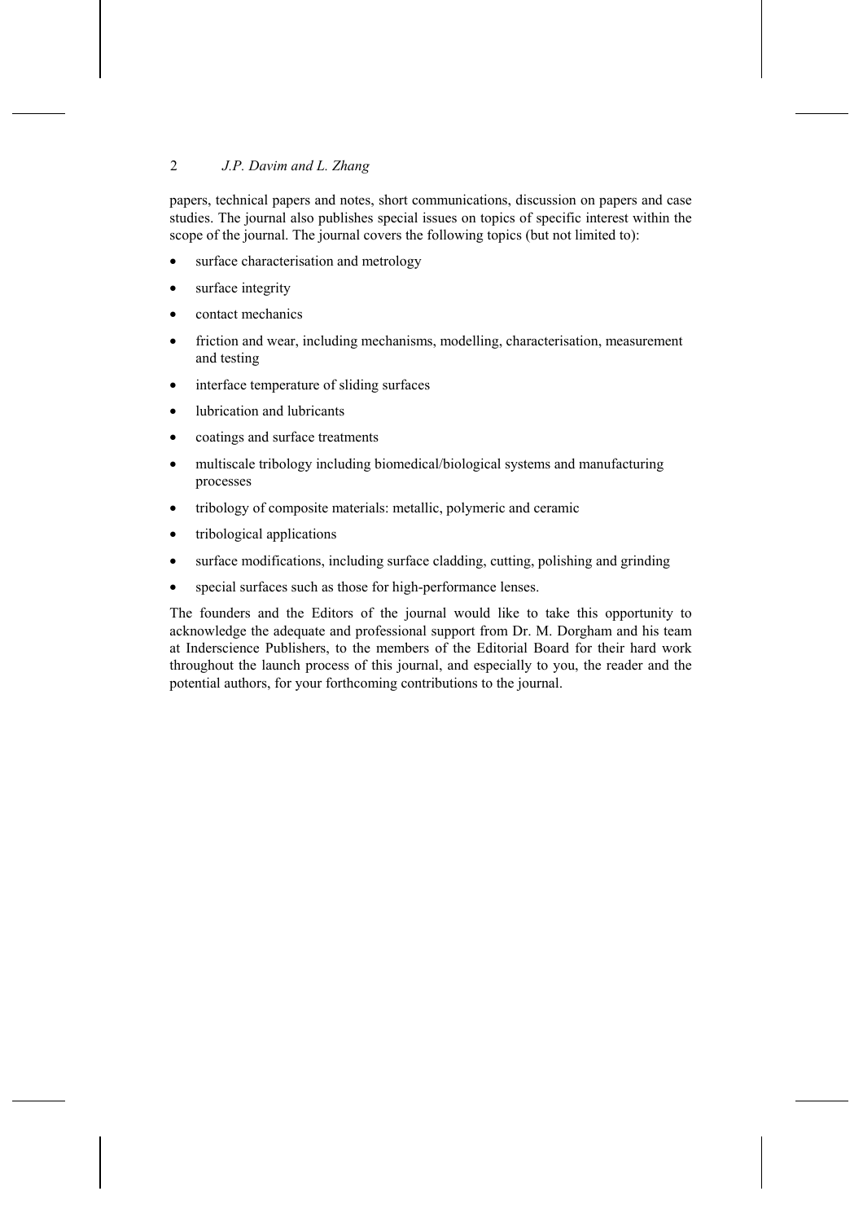papers, technical papers and notes, short communications, discussion on papers and case studies. The journal also publishes special issues on topics of specific interest within the scope of the journal. The journal covers the following topics (but not limited to):

- surface characterisation and metrology
- surface integrity
- contact mechanics
- friction and wear, including mechanisms, modelling, characterisation, measurement and testing
- interface temperature of sliding surfaces
- lubrication and lubricants
- coatings and surface treatments
- multiscale tribology including biomedical/biological systems and manufacturing processes
- tribology of composite materials: metallic, polymeric and ceramic
- tribological applications
- surface modifications, including surface cladding, cutting, polishing and grinding
- special surfaces such as those for high-performance lenses.

The founders and the Editors of the journal would like to take this opportunity to acknowledge the adequate and professional support from Dr. M. Dorgham and his team at Inderscience Publishers, to the members of the Editorial Board for their hard work throughout the launch process of this journal, and especially to you, the reader and the potential authors, for your forthcoming contributions to the journal.